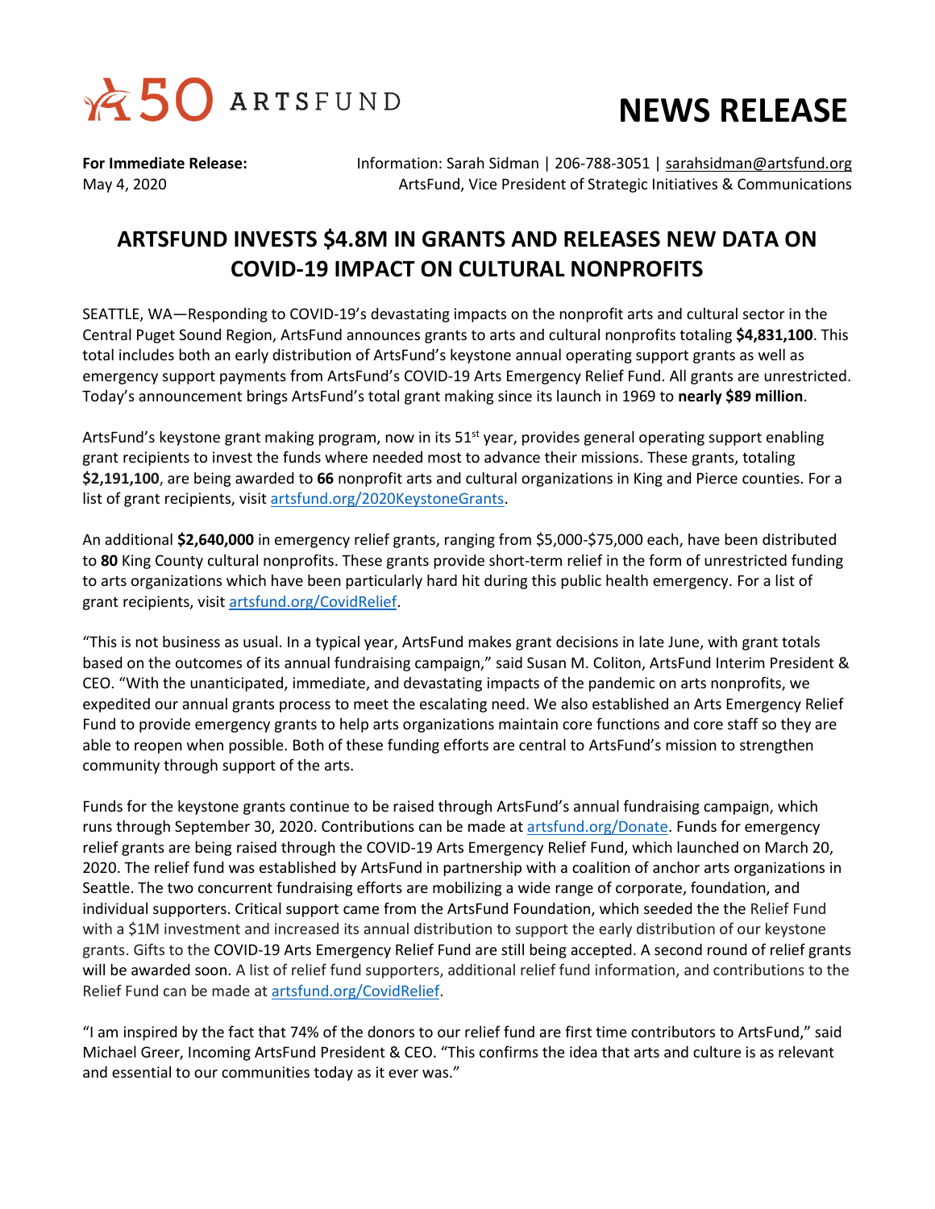# NEWS RELEASE

50 ARTSFUND

**For Immediate Release:**
May 4, 2020

Information: Sarah Sidman | 206-788-3051 | sarahsidman@artsfund.org
ArtsFund, Vice President of Strategic Initiatives & Communications

## ARTSFUND INVESTS $4.8M IN GRANTS AND RELEASES NEW DATA ON COVID-19 IMPACT ON CULTURAL NONPROFITS

SEATTLE, WA—Responding to COVID-19's devastating impacts on the nonprofit arts and cultural sector in the Central Puget Sound Region, ArtsFund announces grants to arts and cultural nonprofits totaling **$4,831,100**. This total includes both an early distribution of ArtsFund's keystone annual operating support grants as well as emergency support payments from ArtsFund's COVID-19 Arts Emergency Relief Fund. All grants are unrestricted. Today's announcement brings ArtsFund's total grant making since its launch in 1969 to **nearly $89 million**.

ArtsFund's keystone grant making program, now in its 51st year, provides general operating support enabling grant recipients to invest the funds where needed most to advance their missions. These grants, totaling **$2,191,100**, are being awarded to **66** nonprofit arts and cultural organizations in King and Pierce counties. For a list of grant recipients, visit artsfund.org/2020KeystoneGrants.

An additional **$2,640,000** in emergency relief grants, ranging from $5,000-$75,000 each, have been distributed to **80** King County cultural nonprofits. These grants provide short-term relief in the form of unrestricted funding to arts organizations which have been particularly hard hit during this public health emergency. For a list of grant recipients, visit artsfund.org/CovidRelief.

"This is not business as usual. In a typical year, ArtsFund makes grant decisions in late June, with grant totals based on the outcomes of its annual fundraising campaign," said Susan M. Coliton, ArtsFund Interim President & CEO. "With the unanticipated, immediate, and devastating impacts of the pandemic on arts nonprofits, we expedited our annual grants process to meet the escalating need. We also established an Arts Emergency Relief Fund to provide emergency grants to help arts organizations maintain core functions and core staff so they are able to reopen when possible. Both of these funding efforts are central to ArtsFund's mission to strengthen community through support of the arts.

Funds for the keystone grants continue to be raised through ArtsFund's annual fundraising campaign, which runs through September 30, 2020. Contributions can be made at artsfund.org/Donate. Funds for emergency relief grants are being raised through the COVID-19 Arts Emergency Relief Fund, which launched on March 20, 2020. The relief fund was established by ArtsFund in partnership with a coalition of anchor arts organizations in Seattle. The two concurrent fundraising efforts are mobilizing a wide range of corporate, foundation, and individual supporters. Critical support came from the ArtsFund Foundation, which seeded the the Relief Fund with a $1M investment and increased its annual distribution to support the early distribution of our keystone grants. Gifts to the COVID-19 Arts Emergency Relief Fund are still being accepted. A second round of relief grants will be awarded soon. A list of relief fund supporters, additional relief fund information, and contributions to the Relief Fund can be made at artsfund.org/CovidRelief.

"I am inspired by the fact that 74% of the donors to our relief fund are first time contributors to ArtsFund," said Michael Greer, Incoming ArtsFund President & CEO. "This confirms the idea that arts and culture is as relevant and essential to our communities today as it ever was."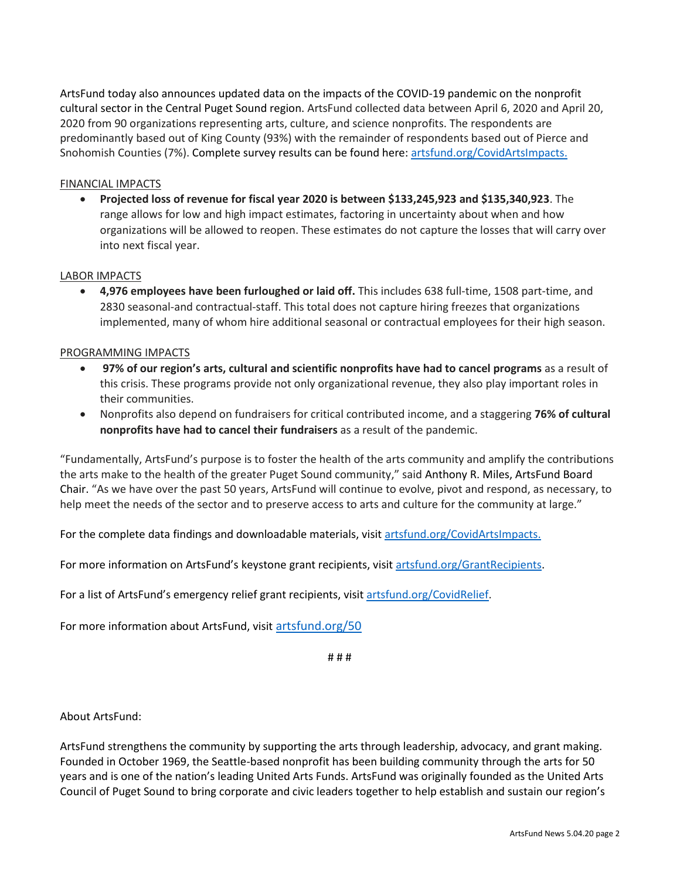ArtsFund today also announces updated data on the impacts of the COVID-19 pandemic on the nonprofit cultural sector in the Central Puget Sound region. ArtsFund collected data between April 6, 2020 and April 20, 2020 from 90 organizations representing arts, culture, and science nonprofits. The respondents are predominantly based out of King County (93%) with the remainder of respondents based out of Pierce and Snohomish Counties (7%). Complete survey results can be found here: [artsfund.org/CovidArtsImpacts.](artsfund.org/CovidArtsImpacts)

<u>FINANCIAL IMPACTS</u>

- **Projected loss of revenue for fiscal year 2020 is between $133,245,923 and $135,340,923**. The range allows for low and high impact estimates, factoring in uncertainty about when and how organizations will be allowed to reopen. These estimates do not capture the losses that will carry over into next fiscal year.

<u>LABOR IMPACTS</u>

- **4,976 employees have been furloughed or laid off.** This includes 638 full-time, 1508 part-time, and 2830 seasonal-and contractual-staff. This total does not capture hiring freezes that organizations implemented, many of whom hire additional seasonal or contractual employees for their high season.

<u>PROGRAMMING IMPACTS</u>

- **97% of our region's arts, cultural and scientific nonprofits have had to cancel programs** as a result of this crisis. These programs provide not only organizational revenue, they also play important roles in their communities.
- Nonprofits also depend on fundraisers for critical contributed income, and a staggering **76% of cultural nonprofits have had to cancel their fundraisers** as a result of the pandemic.

"Fundamentally, ArtsFund's purpose is to foster the health of the arts community and amplify the contributions the arts make to the health of the greater Puget Sound community," said Anthony R. Miles, ArtsFund Board Chair. "As we have over the past 50 years, ArtsFund will continue to evolve, pivot and respond, as necessary, to help meet the needs of the sector and to preserve access to arts and culture for the community at large."

For the complete data findings and downloadable materials, visit [artsfund.org/CovidArtsImpacts.](artsfund.org/CovidArtsImpacts)

For more information on ArtsFund's keystone grant recipients, visit [artsfund.org/GrantRecipients](artsfund.org/GrantRecipients).

For a list of ArtsFund's emergency relief grant recipients, visit [artsfund.org/CovidRelief](artsfund.org/CovidRelief).

For more information about ArtsFund, visit [artsfund.org/50](artsfund.org/50)

# # #

About ArtsFund:

ArtsFund strengthens the community by supporting the arts through leadership, advocacy, and grant making. Founded in October 1969, the Seattle-based nonprofit has been building community through the arts for 50 years and is one of the nation's leading United Arts Funds. ArtsFund was originally founded as the United Arts Council of Puget Sound to bring corporate and civic leaders together to help establish and sustain our region's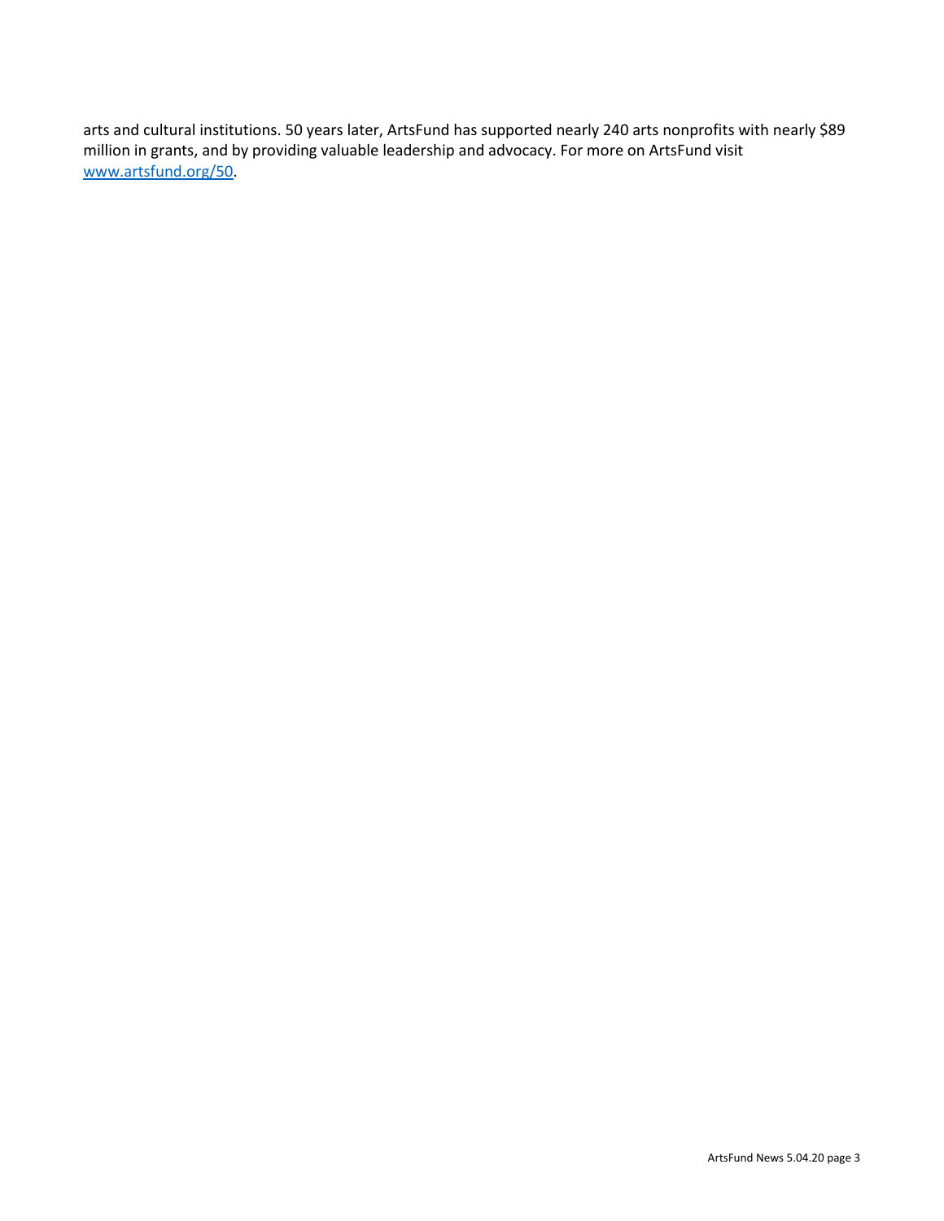arts and cultural institutions. 50 years later, ArtsFund has supported nearly 240 arts nonprofits with nearly $89 million in grants, and by providing valuable leadership and advocacy. For more on ArtsFund visit [www.artsfund.org/50](www.artsfund.org/50).